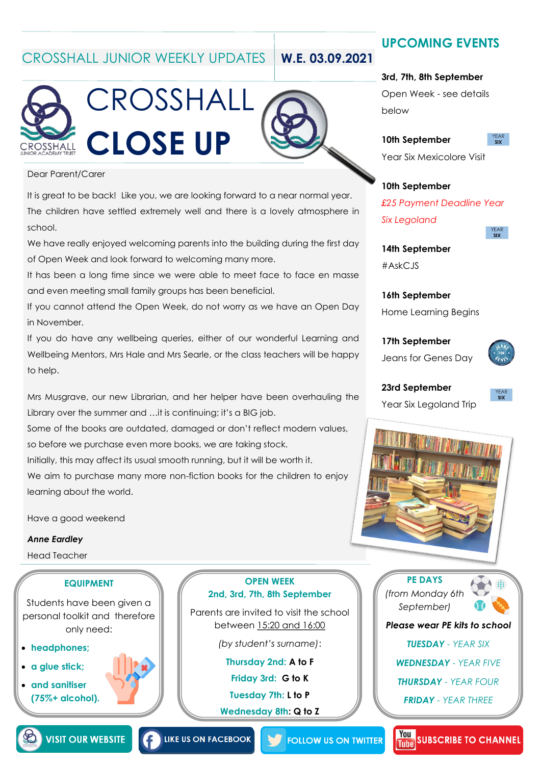# CROSSHALL JUNIOR WEEKLY UPDATES

**W.E. 03.09.2021**

# CROSSHALL CLOSE UP

Dear Parent/Carer

It is great to be back! Like you, we are looking forward to a near normal year. The children have settled extremely well and there is a lovely atmosphere in school.

We have really enjoyed welcoming parents into the building during the first day of Open Week and look forward to welcoming many more.

It has been a long time since we were able to meet face to face en masse and even meeting small family groups has been beneficial.

If you cannot attend the Open Week, do not worry as we have an Open Day in November.

If you do have any wellbeing queries, either of our wonderful Learning and Wellbeing Mentors, Mrs Hale and Mrs Searle, or the class teachers will be happy to help.

Mrs Musgrave, our new Librarian, and her helper have been overhauling the Library over the summer and …it is continuing; it's a BIG job.

Some of the books are outdated, damaged or don't reflect modern values, so before we purchase even more books, we are taking stock.

Initially, this may affect its usual smooth running, but it will be worth it.

We aim to purchase many more non-fiction books for the children to enjoy learning about the world.

Have a good weekend

***Anne Eardley***

Head Teacher

## UPCOMING EVENTS

**3rd, 7th, 8th September**
Open Week - see details below

**10th September** (YEAR SIX)
Year Six Mexicolore Visit

**10th September** (YEAR SIX)
*£25 Payment Deadline Year Six Legoland*

**14th September**
#AskCJS

**16th September**
Home Learning Begins

**17th September**
Jeans for Genes Day

**23rd September** (YEAR SIX)
Year Six Legoland Trip

## EQUIPMENT

Students have been given a personal toolkit and therefore only need:

- **headphones;**
- **a glue stick;**
- **and sanitiser (75%+ alcohol).**

## OPEN WEEK

**2nd, 3rd, 7th, 8th September**

Parents are invited to visit the school between 15:20 and 16:00

*(by student's surname)*:

**Thursday 2nd: A to F**
**Friday 3rd: G to K**
**Tuesday 7th: L to P**
**Wednesday 8th: Q to Z**

## PE DAYS

*(from Monday 6th September)*

***Please wear PE kits to school***

***TUESDAY** - YEAR SIX*
***WEDNESDAY** - YEAR FIVE*
***THURSDAY** - YEAR FOUR*
***FRIDAY** - YEAR THREE*

VISIT OUR WEBSITE | LIKE US ON FACEBOOK | FOLLOW US ON TWITTER | SUBSCRIBE TO CHANNEL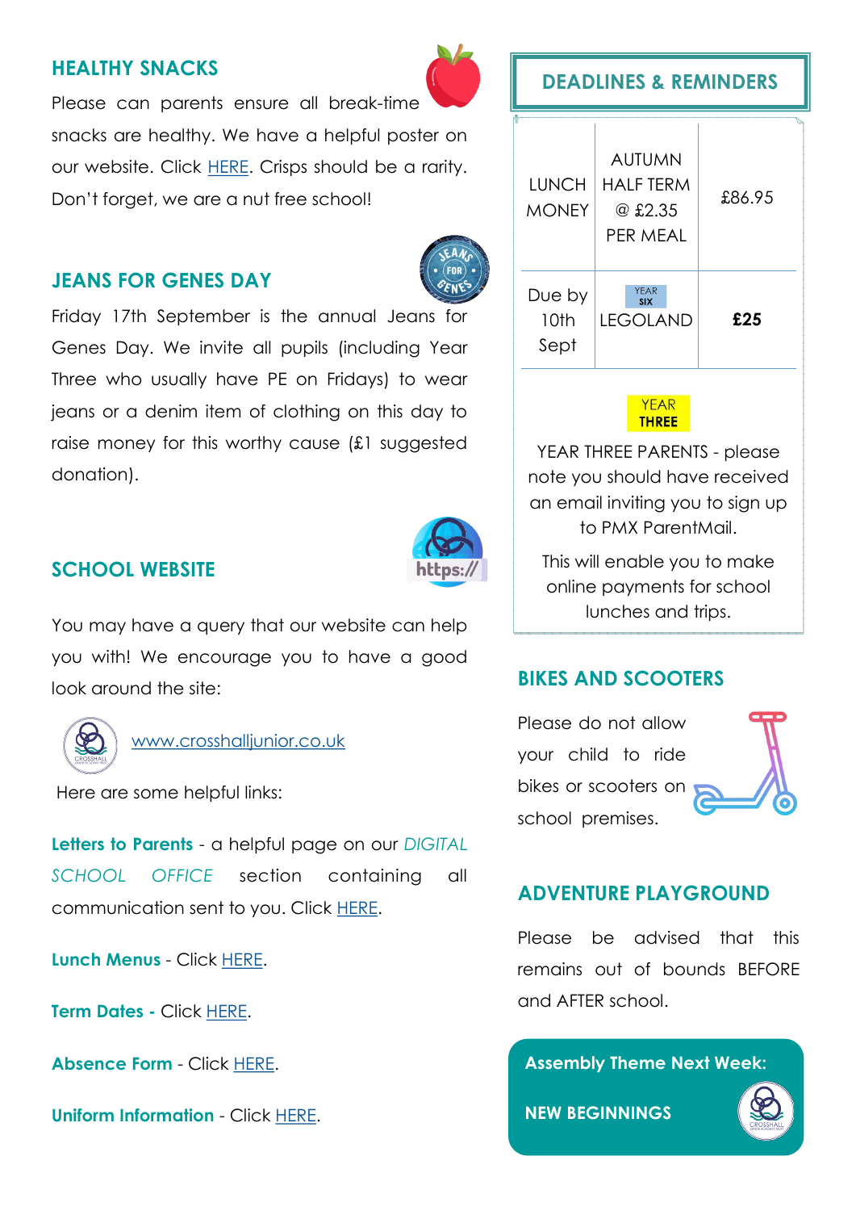## HEALTHY SNACKS

Please can parents ensure all break-time snacks are healthy. We have a helpful poster on our website. Click HERE. Crisps should be a rarity. Don't forget, we are a nut free school!

## JEANS FOR GENES DAY

Friday 17th September is the annual Jeans for Genes Day. We invite all pupils (including Year Three who usually have PE on Fridays) to wear jeans or a denim item of clothing on this day to raise money for this worthy cause (£1 suggested donation).

## SCHOOL WEBSITE

You may have a query that our website can help you with! We encourage you to have a good look around the site:

www.crosshalljunior.co.uk

Here are some helpful links:

**Letters to Parents** - a helpful page on our *DIGITAL SCHOOL OFFICE* section containing all communication sent to you. Click HERE.

**Lunch Menus** - Click HERE.

**Term Dates** - Click HERE.

**Absence Form** - Click HERE.

**Uniform Information** - Click HERE.

## DEADLINES & REMINDERS

| | | |
|---|---|---|
| LUNCH MONEY | AUTUMN HALF TERM @ £2.35 PER MEAL | £86.95 |
| Due by 10th Sept | YEAR SIX LEGOLAND | **£25** |

YEAR **THREE**

YEAR THREE PARENTS - please note you should have received an email inviting you to sign up to PMX ParentMail.

This will enable you to make online payments for school lunches and trips.

## BIKES AND SCOOTERS

Please do not allow your child to ride bikes or scooters on school premises.

## ADVENTURE PLAYGROUND

Please be advised that this remains out of bounds BEFORE and AFTER school.

**Assembly Theme Next Week:**

**NEW BEGINNINGS**